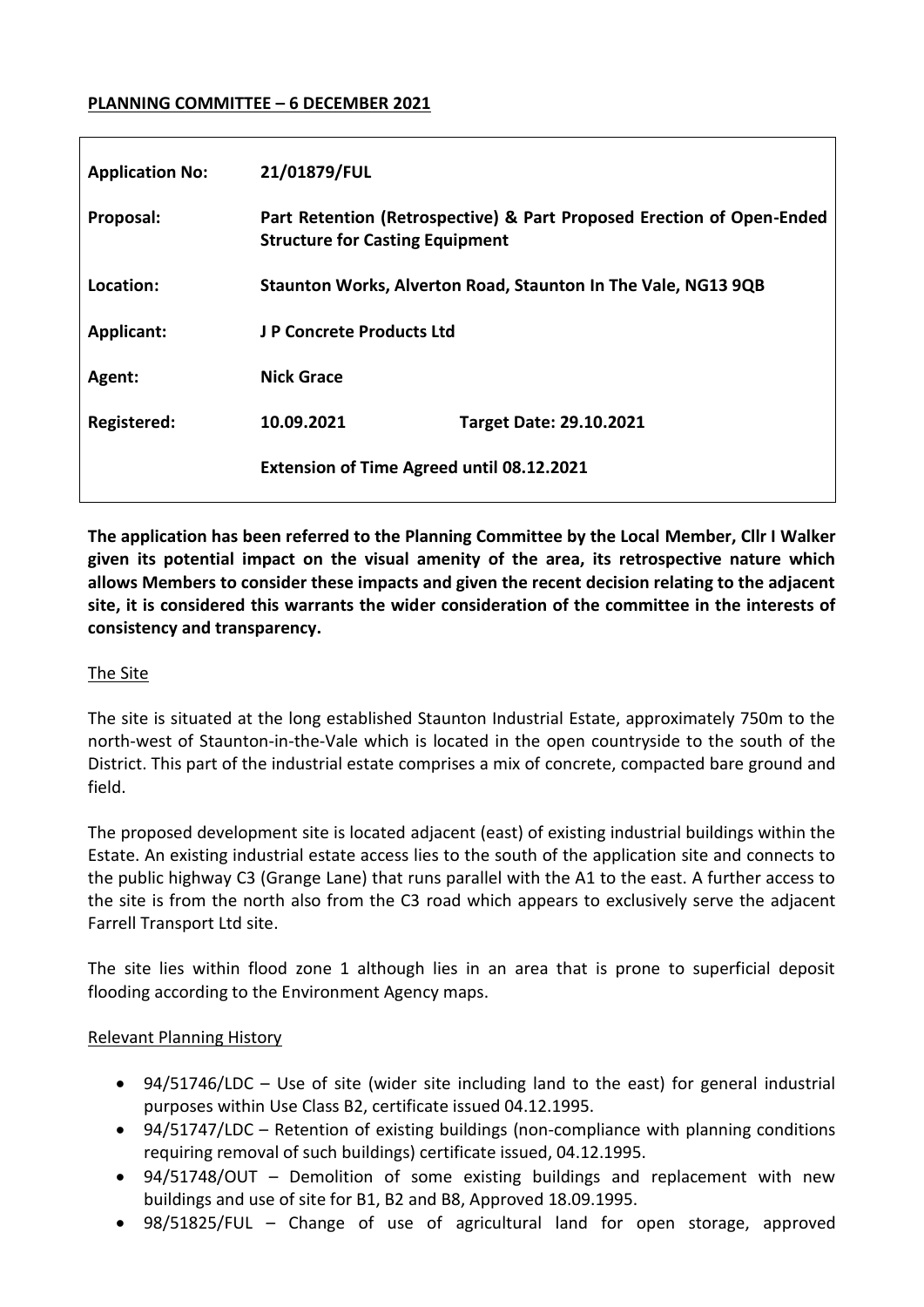**PLANNING COMMITTEE – 6 DECEMBER 2021**

| | | |
|---|---|---|
| **Application No:** | **21/01879/FUL** | |
| **Proposal:** | **Part Retention (Retrospective) & Part Proposed Erection of Open-Ended Structure for Casting Equipment** | |
| **Location:** | **Staunton Works, Alverton Road, Staunton In The Vale, NG13 9QB** | |
| **Applicant:** | **J P Concrete Products Ltd** | |
| **Agent:** | **Nick Grace** | |
| **Registered:** | **10.09.2021** | **Target Date: 29.10.2021** |
| | **Extension of Time Agreed until 08.12.2021** | |

**The application has been referred to the Planning Committee by the Local Member, Cllr I Walker given its potential impact on the visual amenity of the area, its retrospective nature which allows Members to consider these impacts and given the recent decision relating to the adjacent site, it is considered this warrants the wider consideration of the committee in the interests of consistency and transparency.**

## The Site

The site is situated at the long established Staunton Industrial Estate, approximately 750m to the north-west of Staunton-in-the-Vale which is located in the open countryside to the south of the District. This part of the industrial estate comprises a mix of concrete, compacted bare ground and field.

The proposed development site is located adjacent (east) of existing industrial buildings within the Estate. An existing industrial estate access lies to the south of the application site and connects to the public highway C3 (Grange Lane) that runs parallel with the A1 to the east. A further access to the site is from the north also from the C3 road which appears to exclusively serve the adjacent Farrell Transport Ltd site.

The site lies within flood zone 1 although lies in an area that is prone to superficial deposit flooding according to the Environment Agency maps.

## Relevant Planning History

- 94/51746/LDC – Use of site (wider site including land to the east) for general industrial purposes within Use Class B2, certificate issued 04.12.1995.
- 94/51747/LDC – Retention of existing buildings (non-compliance with planning conditions requiring removal of such buildings) certificate issued, 04.12.1995.
- 94/51748/OUT – Demolition of some existing buildings and replacement with new buildings and use of site for B1, B2 and B8, Approved 18.09.1995.
- 98/51825/FUL – Change of use of agricultural land for open storage, approved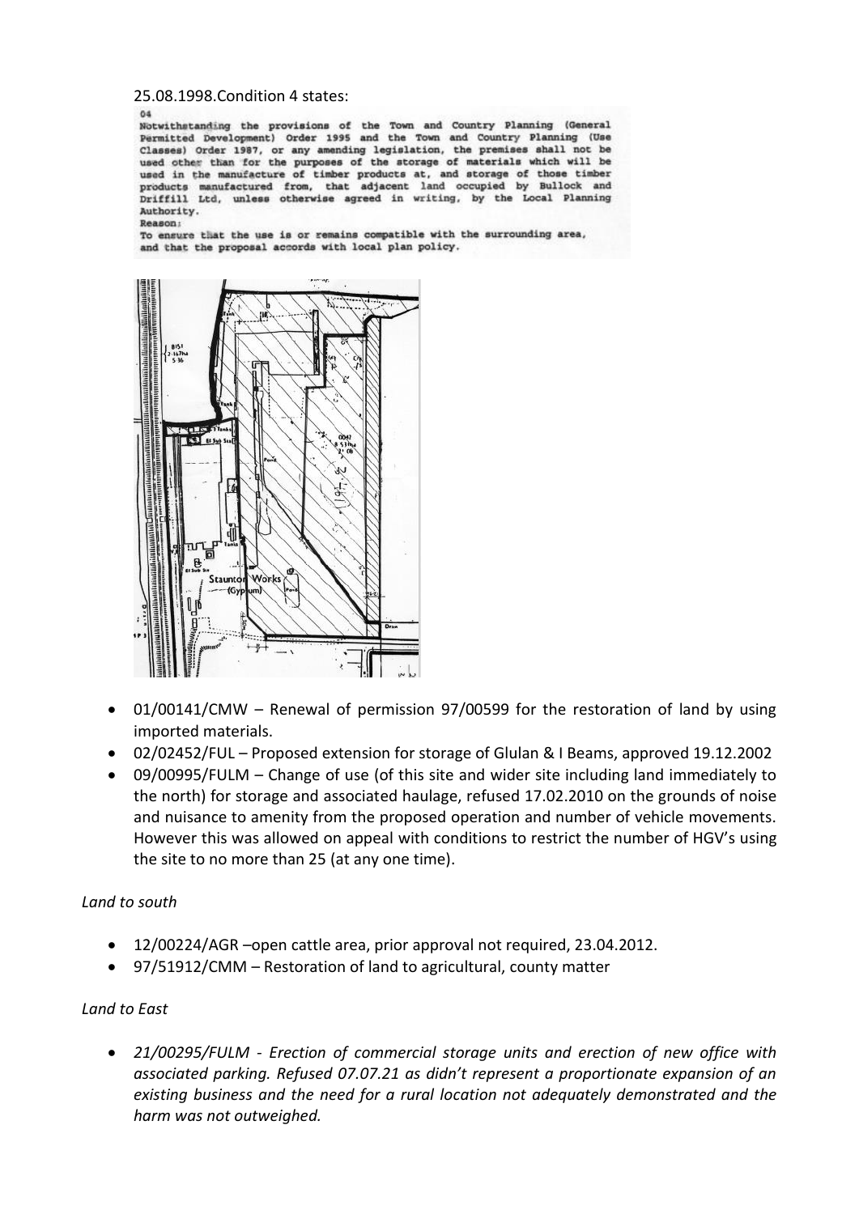25.08.1998.Condition 4 states:

04
Notwithstanding the provisions of the Town and Country Planning (General Permitted Development) Order 1995 and the Town and Country Planning (Use Classes) Order 1987, or any amending legislation, the premises shall not be used other than for the purposes of the storage of materials which will be used in the manufacture of timber products at, and storage of those timber products manufactured from, that adjacent land occupied by Bullock and Driffill Ltd, unless otherwise agreed in writing, by the Local Planning Authority.
Reason:
To ensure that the use is or remains compatible with the surrounding area, and that the proposal accords with local plan policy.

- 01/00141/CMW – Renewal of permission 97/00599 for the restoration of land by using imported materials.
- 02/02452/FUL – Proposed extension for storage of Glulan & I Beams, approved 19.12.2002
- 09/00995/FULM – Change of use (of this site and wider site including land immediately to the north) for storage and associated haulage, refused 17.02.2010 on the grounds of noise and nuisance to amenity from the proposed operation and number of vehicle movements. However this was allowed on appeal with conditions to restrict the number of HGV's using the site to no more than 25 (at any one time).

*Land to south*

- 12/00224/AGR –open cattle area, prior approval not required, 23.04.2012.
- 97/51912/CMM – Restoration of land to agricultural, county matter

*Land to East*

- *21/00295/FULM - Erection of commercial storage units and erection of new office with associated parking. Refused 07.07.21 as didn't represent a proportionate expansion of an existing business and the need for a rural location not adequately demonstrated and the harm was not outweighed.*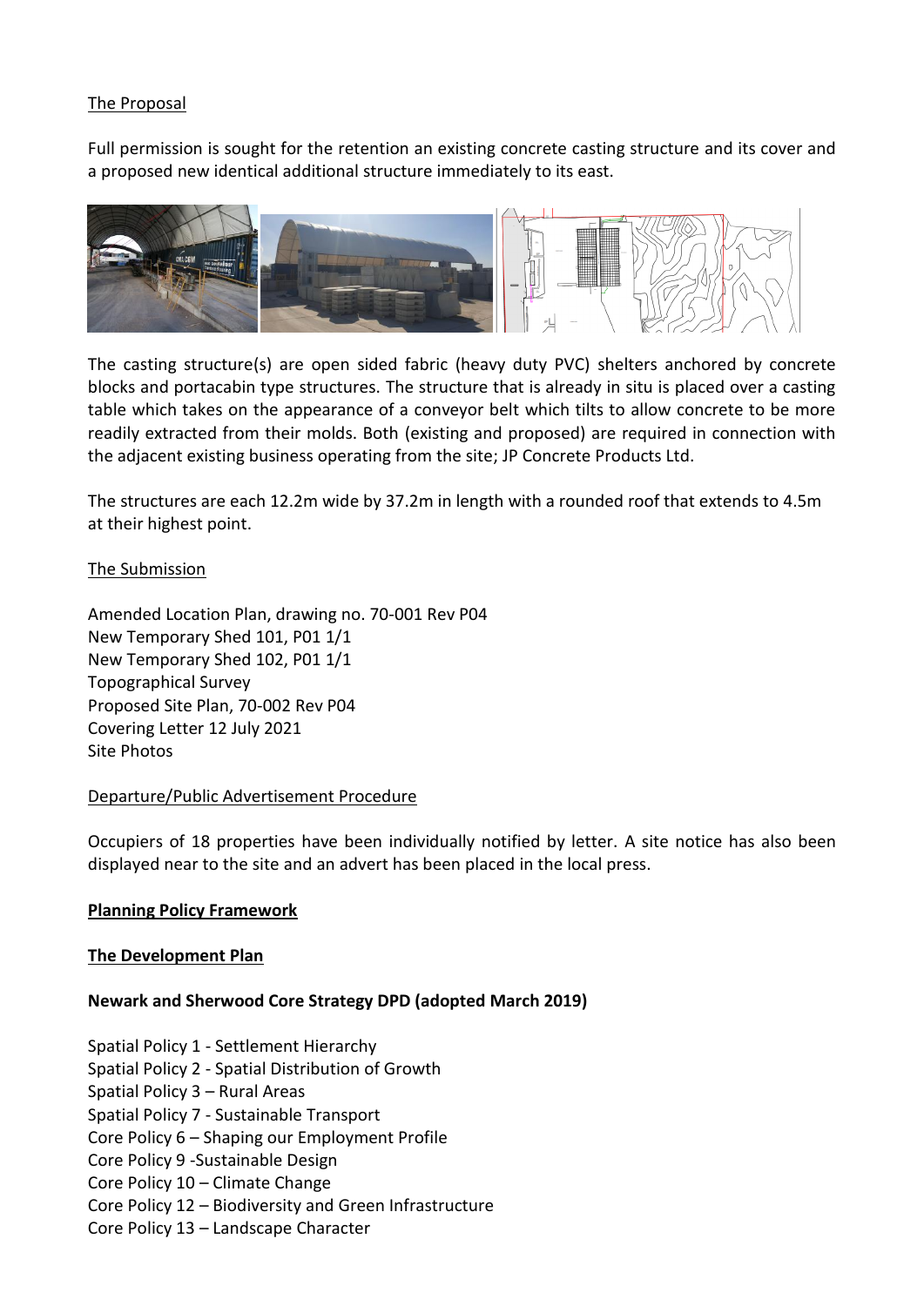The Proposal

Full permission is sought for the retention an existing concrete casting structure and its cover and a proposed new identical additional structure immediately to its east.

The casting structure(s) are open sided fabric (heavy duty PVC) shelters anchored by concrete blocks and portacabin type structures. The structure that is already in situ is placed over a casting table which takes on the appearance of a conveyor belt which tilts to allow concrete to be more readily extracted from their molds. Both (existing and proposed) are required in connection with the adjacent existing business operating from the site; JP Concrete Products Ltd.

The structures are each 12.2m wide by 37.2m in length with a rounded roof that extends to 4.5m at their highest point.

The Submission

Amended Location Plan, drawing no. 70-001 Rev P04
New Temporary Shed 101, P01 1/1
New Temporary Shed 102, P01 1/1
Topographical Survey
Proposed Site Plan, 70-002 Rev P04
Covering Letter 12 July 2021
Site Photos

Departure/Public Advertisement Procedure

Occupiers of 18 properties have been individually notified by letter. A site notice has also been displayed near to the site and an advert has been placed in the local press.

**Planning Policy Framework**

**The Development Plan**

**Newark and Sherwood Core Strategy DPD (adopted March 2019)**

Spatial Policy 1 - Settlement Hierarchy
Spatial Policy 2 - Spatial Distribution of Growth
Spatial Policy 3 – Rural Areas
Spatial Policy 7 - Sustainable Transport
Core Policy 6 – Shaping our Employment Profile
Core Policy 9 -Sustainable Design
Core Policy 10 – Climate Change
Core Policy 12 – Biodiversity and Green Infrastructure
Core Policy 13 – Landscape Character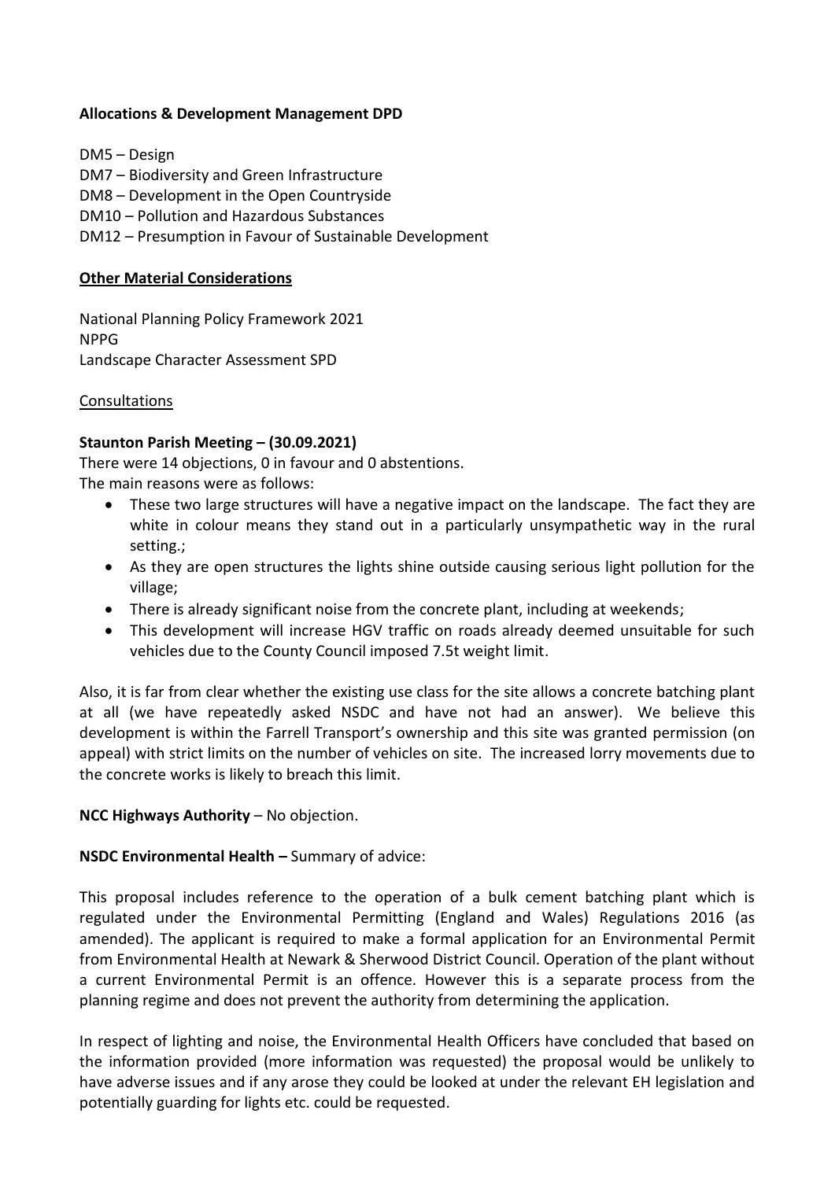**Allocations & Development Management DPD**

DM5 – Design
DM7 – Biodiversity and Green Infrastructure
DM8 – Development in the Open Countryside
DM10 – Pollution and Hazardous Substances
DM12 – Presumption in Favour of Sustainable Development

**Other Material Considerations**

National Planning Policy Framework 2021
NPPG
Landscape Character Assessment SPD

Consultations

**Staunton Parish Meeting – (30.09.2021)**
There were 14 objections, 0 in favour and 0 abstentions.
The main reasons were as follows:

- These two large structures will have a negative impact on the landscape. The fact they are white in colour means they stand out in a particularly unsympathetic way in the rural setting.;
- As they are open structures the lights shine outside causing serious light pollution for the village;
- There is already significant noise from the concrete plant, including at weekends;
- This development will increase HGV traffic on roads already deemed unsuitable for such vehicles due to the County Council imposed 7.5t weight limit.

Also, it is far from clear whether the existing use class for the site allows a concrete batching plant at all (we have repeatedly asked NSDC and have not had an answer). We believe this development is within the Farrell Transport's ownership and this site was granted permission (on appeal) with strict limits on the number of vehicles on site. The increased lorry movements due to the concrete works is likely to breach this limit.

**NCC Highways Authority** – No objection.

**NSDC Environmental Health –** Summary of advice:

This proposal includes reference to the operation of a bulk cement batching plant which is regulated under the Environmental Permitting (England and Wales) Regulations 2016 (as amended). The applicant is required to make a formal application for an Environmental Permit from Environmental Health at Newark & Sherwood District Council. Operation of the plant without a current Environmental Permit is an offence. However this is a separate process from the planning regime and does not prevent the authority from determining the application.

In respect of lighting and noise, the Environmental Health Officers have concluded that based on the information provided (more information was requested) the proposal would be unlikely to have adverse issues and if any arose they could be looked at under the relevant EH legislation and potentially guarding for lights etc. could be requested.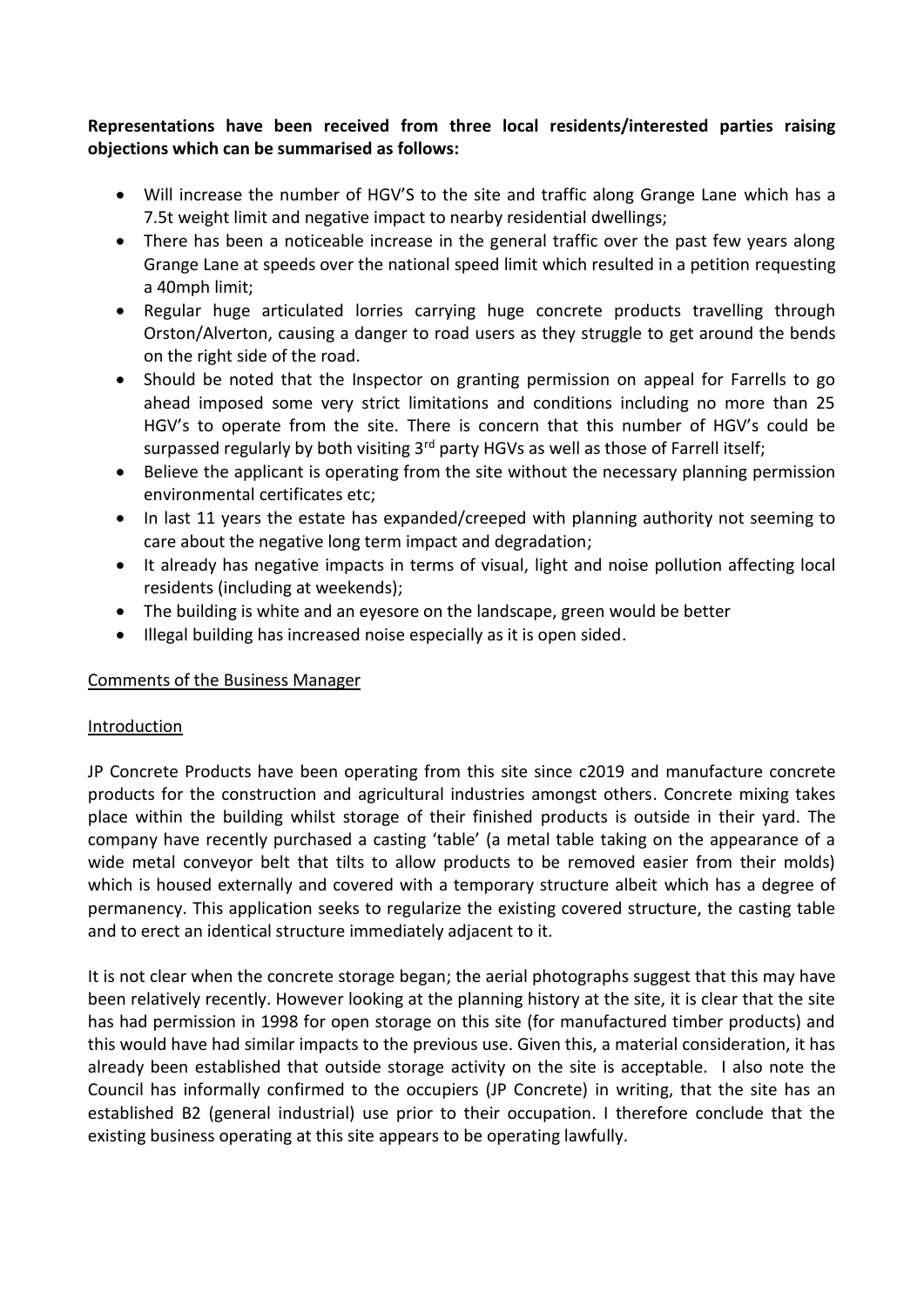**Representations have been received from three local residents/interested parties raising objections which can be summarised as follows:**

- Will increase the number of HGV'S to the site and traffic along Grange Lane which has a 7.5t weight limit and negative impact to nearby residential dwellings;
- There has been a noticeable increase in the general traffic over the past few years along Grange Lane at speeds over the national speed limit which resulted in a petition requesting a 40mph limit;
- Regular huge articulated lorries carrying huge concrete products travelling through Orston/Alverton, causing a danger to road users as they struggle to get around the bends on the right side of the road.
- Should be noted that the Inspector on granting permission on appeal for Farrells to go ahead imposed some very strict limitations and conditions including no more than 25 HGV's to operate from the site. There is concern that this number of HGV's could be surpassed regularly by both visiting 3rd party HGVs as well as those of Farrell itself;
- Believe the applicant is operating from the site without the necessary planning permission environmental certificates etc;
- In last 11 years the estate has expanded/creeped with planning authority not seeming to care about the negative long term impact and degradation;
- It already has negative impacts in terms of visual, light and noise pollution affecting local residents (including at weekends);
- The building is white and an eyesore on the landscape, green would be better
- Illegal building has increased noise especially as it is open sided.

Comments of the Business Manager

Introduction

JP Concrete Products have been operating from this site since c2019 and manufacture concrete products for the construction and agricultural industries amongst others. Concrete mixing takes place within the building whilst storage of their finished products is outside in their yard. The company have recently purchased a casting 'table' (a metal table taking on the appearance of a wide metal conveyor belt that tilts to allow products to be removed easier from their molds) which is housed externally and covered with a temporary structure albeit which has a degree of permanency. This application seeks to regularize the existing covered structure, the casting table and to erect an identical structure immediately adjacent to it.

It is not clear when the concrete storage began; the aerial photographs suggest that this may have been relatively recently. However looking at the planning history at the site, it is clear that the site has had permission in 1998 for open storage on this site (for manufactured timber products) and this would have had similar impacts to the previous use. Given this, a material consideration, it has already been established that outside storage activity on the site is acceptable. I also note the Council has informally confirmed to the occupiers (JP Concrete) in writing, that the site has an established B2 (general industrial) use prior to their occupation. I therefore conclude that the existing business operating at this site appears to be operating lawfully.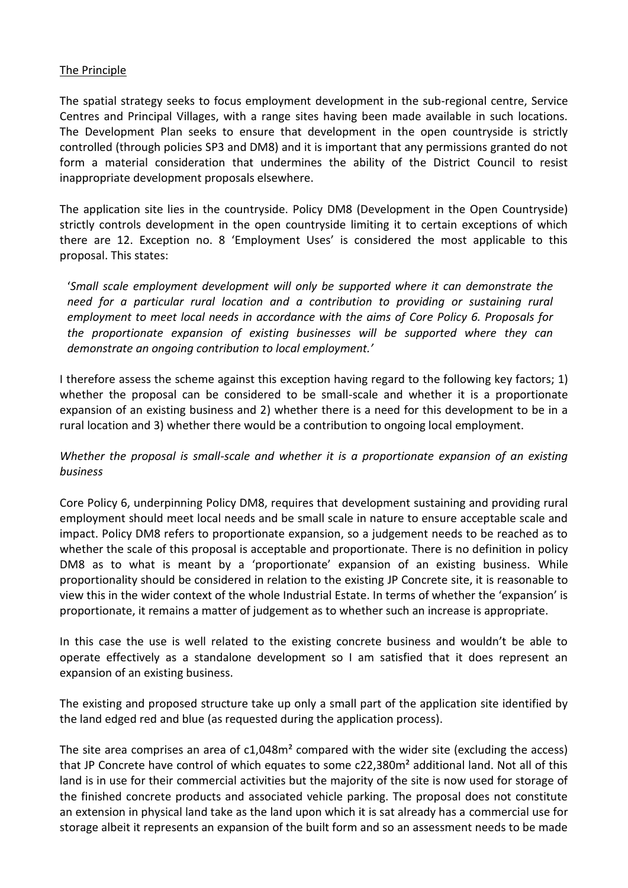The Principle

The spatial strategy seeks to focus employment development in the sub-regional centre, Service Centres and Principal Villages, with a range sites having been made available in such locations. The Development Plan seeks to ensure that development in the open countryside is strictly controlled (through policies SP3 and DM8) and it is important that any permissions granted do not form a material consideration that undermines the ability of the District Council to resist inappropriate development proposals elsewhere.

The application site lies in the countryside. Policy DM8 (Development in the Open Countryside) strictly controls development in the open countryside limiting it to certain exceptions of which there are 12. Exception no. 8 'Employment Uses' is considered the most applicable to this proposal. This states:

> '*Small scale employment development will only be supported where it can demonstrate the need for a particular rural location and a contribution to providing or sustaining rural employment to meet local needs in accordance with the aims of Core Policy 6. Proposals for the proportionate expansion of existing businesses will be supported where they can demonstrate an ongoing contribution to local employment.'*

I therefore assess the scheme against this exception having regard to the following key factors; 1) whether the proposal can be considered to be small-scale and whether it is a proportionate expansion of an existing business and 2) whether there is a need for this development to be in a rural location and 3) whether there would be a contribution to ongoing local employment.

*Whether the proposal is small-scale and whether it is a proportionate expansion of an existing business*

Core Policy 6, underpinning Policy DM8, requires that development sustaining and providing rural employment should meet local needs and be small scale in nature to ensure acceptable scale and impact. Policy DM8 refers to proportionate expansion, so a judgement needs to be reached as to whether the scale of this proposal is acceptable and proportionate. There is no definition in policy DM8 as to what is meant by a 'proportionate' expansion of an existing business. While proportionality should be considered in relation to the existing JP Concrete site, it is reasonable to view this in the wider context of the whole Industrial Estate. In terms of whether the 'expansion' is proportionate, it remains a matter of judgement as to whether such an increase is appropriate.

In this case the use is well related to the existing concrete business and wouldn't be able to operate effectively as a standalone development so I am satisfied that it does represent an expansion of an existing business.

The existing and proposed structure take up only a small part of the application site identified by the land edged red and blue (as requested during the application process).

The site area comprises an area of c1,048m² compared with the wider site (excluding the access) that JP Concrete have control of which equates to some c22,380m² additional land. Not all of this land is in use for their commercial activities but the majority of the site is now used for storage of the finished concrete products and associated vehicle parking. The proposal does not constitute an extension in physical land take as the land upon which it is sat already has a commercial use for storage albeit it represents an expansion of the built form and so an assessment needs to be made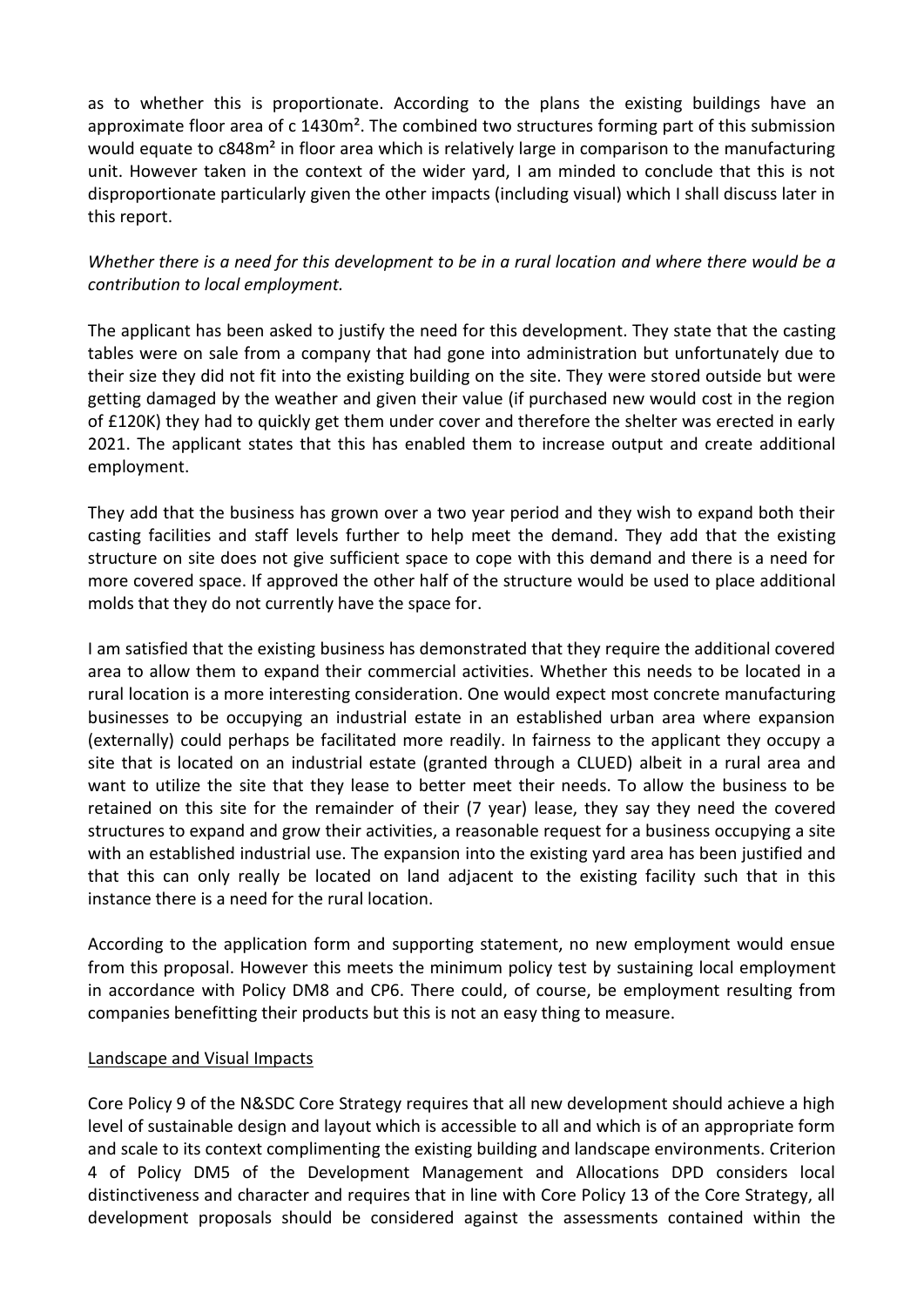as to whether this is proportionate. According to the plans the existing buildings have an approximate floor area of c 1430m². The combined two structures forming part of this submission would equate to c848m² in floor area which is relatively large in comparison to the manufacturing unit. However taken in the context of the wider yard, I am minded to conclude that this is not disproportionate particularly given the other impacts (including visual) which I shall discuss later in this report.

*Whether there is a need for this development to be in a rural location and where there would be a contribution to local employment.*

The applicant has been asked to justify the need for this development. They state that the casting tables were on sale from a company that had gone into administration but unfortunately due to their size they did not fit into the existing building on the site. They were stored outside but were getting damaged by the weather and given their value (if purchased new would cost in the region of £120K) they had to quickly get them under cover and therefore the shelter was erected in early 2021. The applicant states that this has enabled them to increase output and create additional employment.

They add that the business has grown over a two year period and they wish to expand both their casting facilities and staff levels further to help meet the demand. They add that the existing structure on site does not give sufficient space to cope with this demand and there is a need for more covered space. If approved the other half of the structure would be used to place additional molds that they do not currently have the space for.

I am satisfied that the existing business has demonstrated that they require the additional covered area to allow them to expand their commercial activities. Whether this needs to be located in a rural location is a more interesting consideration. One would expect most concrete manufacturing businesses to be occupying an industrial estate in an established urban area where expansion (externally) could perhaps be facilitated more readily. In fairness to the applicant they occupy a site that is located on an industrial estate (granted through a CLUED) albeit in a rural area and want to utilize the site that they lease to better meet their needs. To allow the business to be retained on this site for the remainder of their (7 year) lease, they say they need the covered structures to expand and grow their activities, a reasonable request for a business occupying a site with an established industrial use. The expansion into the existing yard area has been justified and that this can only really be located on land adjacent to the existing facility such that in this instance there is a need for the rural location.

According to the application form and supporting statement, no new employment would ensue from this proposal. However this meets the minimum policy test by sustaining local employment in accordance with Policy DM8 and CP6. There could, of course, be employment resulting from companies benefitting their products but this is not an easy thing to measure.

Landscape and Visual Impacts

Core Policy 9 of the N&SDC Core Strategy requires that all new development should achieve a high level of sustainable design and layout which is accessible to all and which is of an appropriate form and scale to its context complimenting the existing building and landscape environments. Criterion 4 of Policy DM5 of the Development Management and Allocations DPD considers local distinctiveness and character and requires that in line with Core Policy 13 of the Core Strategy, all development proposals should be considered against the assessments contained within the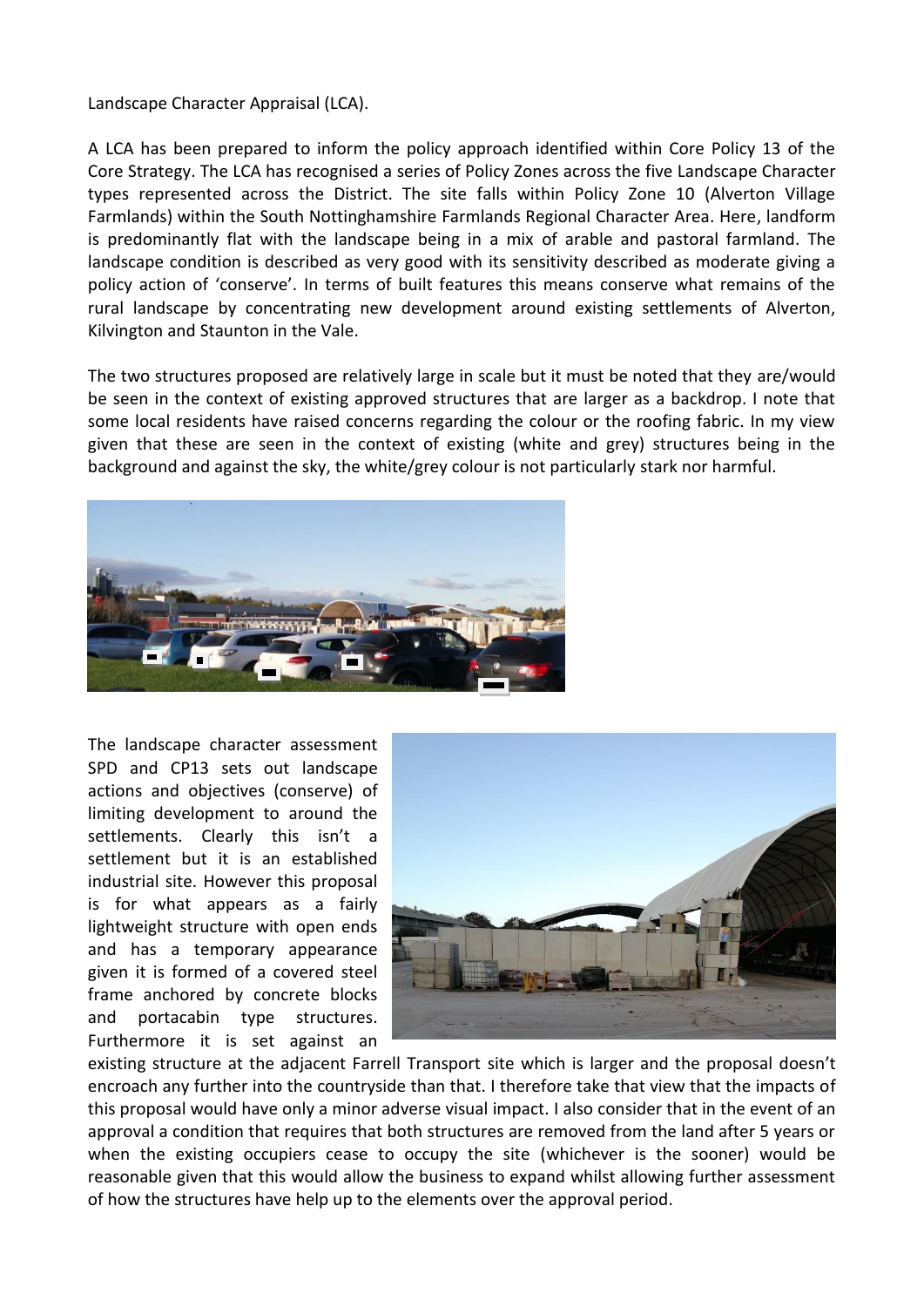Landscape Character Appraisal (LCA).

A LCA has been prepared to inform the policy approach identified within Core Policy 13 of the Core Strategy. The LCA has recognised a series of Policy Zones across the five Landscape Character types represented across the District. The site falls within Policy Zone 10 (Alverton Village Farmlands) within the South Nottinghamshire Farmlands Regional Character Area. Here, landform is predominantly flat with the landscape being in a mix of arable and pastoral farmland. The landscape condition is described as very good with its sensitivity described as moderate giving a policy action of 'conserve'. In terms of built features this means conserve what remains of the rural landscape by concentrating new development around existing settlements of Alverton, Kilvington and Staunton in the Vale.

The two structures proposed are relatively large in scale but it must be noted that they are/would be seen in the context of existing approved structures that are larger as a backdrop. I note that some local residents have raised concerns regarding the colour or the roofing fabric. In my view given that these are seen in the context of existing (white and grey) structures being in the background and against the sky, the white/grey colour is not particularly stark nor harmful.

The landscape character assessment SPD and CP13 sets out landscape actions and objectives (conserve) of limiting development to around the settlements. Clearly this isn't a settlement but it is an established industrial site. However this proposal is for what appears as a fairly lightweight structure with open ends and has a temporary appearance given it is formed of a covered steel frame anchored by concrete blocks and portacabin type structures. Furthermore it is set against an existing structure at the adjacent Farrell Transport site which is larger and the proposal doesn't encroach any further into the countryside than that. I therefore take that view that the impacts of this proposal would have only a minor adverse visual impact. I also consider that in the event of an approval a condition that requires that both structures are removed from the land after 5 years or when the existing occupiers cease to occupy the site (whichever is the sooner) would be reasonable given that this would allow the business to expand whilst allowing further assessment of how the structures have help up to the elements over the approval period.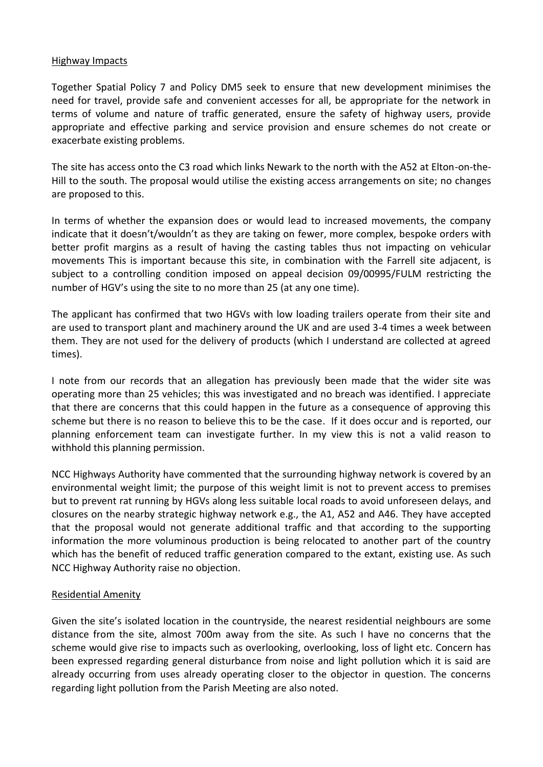Highway Impacts

Together Spatial Policy 7 and Policy DM5 seek to ensure that new development minimises the need for travel, provide safe and convenient accesses for all, be appropriate for the network in terms of volume and nature of traffic generated, ensure the safety of highway users, provide appropriate and effective parking and service provision and ensure schemes do not create or exacerbate existing problems.

The site has access onto the C3 road which links Newark to the north with the A52 at Elton-on-the-Hill to the south. The proposal would utilise the existing access arrangements on site; no changes are proposed to this.

In terms of whether the expansion does or would lead to increased movements, the company indicate that it doesn't/wouldn't as they are taking on fewer, more complex, bespoke orders with better profit margins as a result of having the casting tables thus not impacting on vehicular movements This is important because this site, in combination with the Farrell site adjacent, is subject to a controlling condition imposed on appeal decision 09/00995/FULM restricting the number of HGV's using the site to no more than 25 (at any one time).

The applicant has confirmed that two HGVs with low loading trailers operate from their site and are used to transport plant and machinery around the UK and are used 3-4 times a week between them. They are not used for the delivery of products (which I understand are collected at agreed times).

I note from our records that an allegation has previously been made that the wider site was operating more than 25 vehicles; this was investigated and no breach was identified. I appreciate that there are concerns that this could happen in the future as a consequence of approving this scheme but there is no reason to believe this to be the case. If it does occur and is reported, our planning enforcement team can investigate further. In my view this is not a valid reason to withhold this planning permission.

NCC Highways Authority have commented that the surrounding highway network is covered by an environmental weight limit; the purpose of this weight limit is not to prevent access to premises but to prevent rat running by HGVs along less suitable local roads to avoid unforeseen delays, and closures on the nearby strategic highway network e.g., the A1, A52 and A46. They have accepted that the proposal would not generate additional traffic and that according to the supporting information the more voluminous production is being relocated to another part of the country which has the benefit of reduced traffic generation compared to the extant, existing use. As such NCC Highway Authority raise no objection.

Residential Amenity

Given the site's isolated location in the countryside, the nearest residential neighbours are some distance from the site, almost 700m away from the site. As such I have no concerns that the scheme would give rise to impacts such as overlooking, overlooking, loss of light etc. Concern has been expressed regarding general disturbance from noise and light pollution which it is said are already occurring from uses already operating closer to the objector in question. The concerns regarding light pollution from the Parish Meeting are also noted.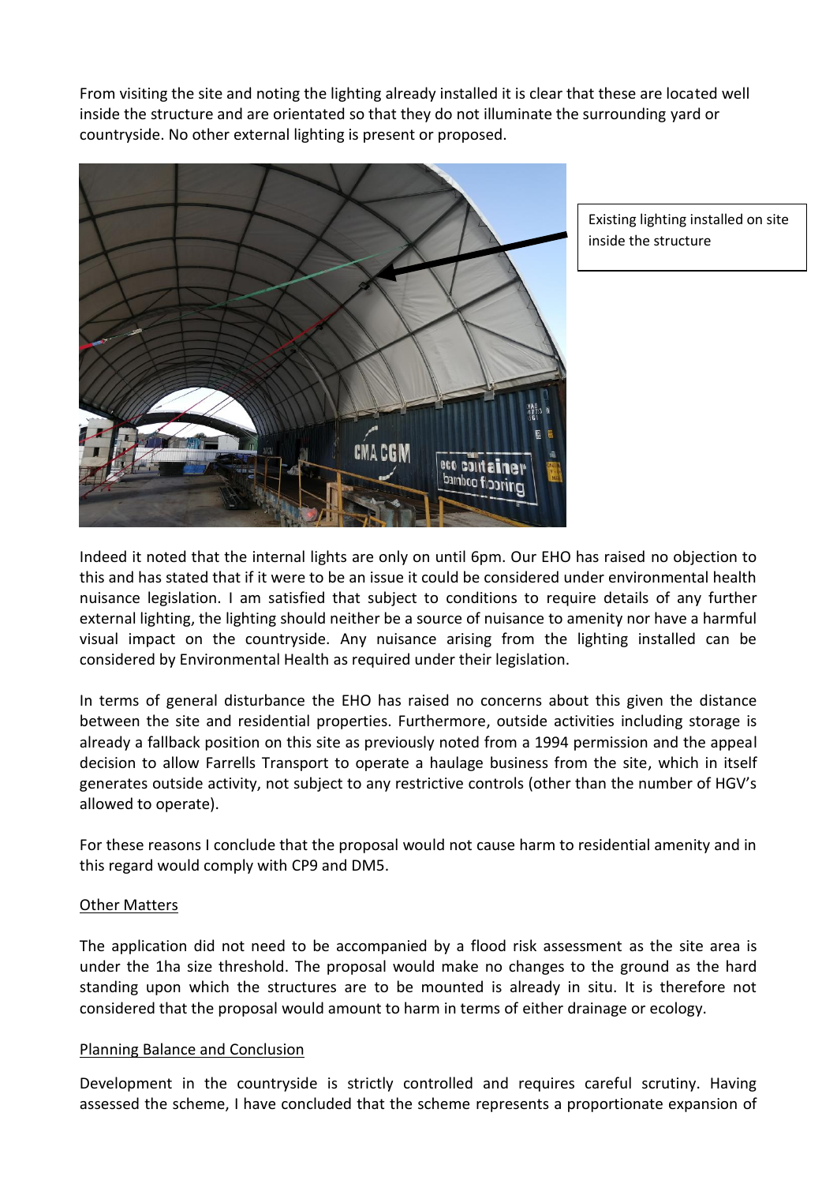From visiting the site and noting the lighting already installed it is clear that these are located well inside the structure and are orientated so that they do not illuminate the surrounding yard or countryside. No other external lighting is present or proposed.

Existing lighting installed on site inside the structure

Indeed it noted that the internal lights are only on until 6pm. Our EHO has raised no objection to this and has stated that if it were to be an issue it could be considered under environmental health nuisance legislation. I am satisfied that subject to conditions to require details of any further external lighting, the lighting should neither be a source of nuisance to amenity nor have a harmful visual impact on the countryside. Any nuisance arising from the lighting installed can be considered by Environmental Health as required under their legislation.

In terms of general disturbance the EHO has raised no concerns about this given the distance between the site and residential properties. Furthermore, outside activities including storage is already a fallback position on this site as previously noted from a 1994 permission and the appeal decision to allow Farrells Transport to operate a haulage business from the site, which in itself generates outside activity, not subject to any restrictive controls (other than the number of HGV's allowed to operate).

For these reasons I conclude that the proposal would not cause harm to residential amenity and in this regard would comply with CP9 and DM5.

<u>Other Matters</u>

The application did not need to be accompanied by a flood risk assessment as the site area is under the 1ha size threshold. The proposal would make no changes to the ground as the hard standing upon which the structures are to be mounted is already in situ. It is therefore not considered that the proposal would amount to harm in terms of either drainage or ecology.

<u>Planning Balance and Conclusion</u>

Development in the countryside is strictly controlled and requires careful scrutiny. Having assessed the scheme, I have concluded that the scheme represents a proportionate expansion of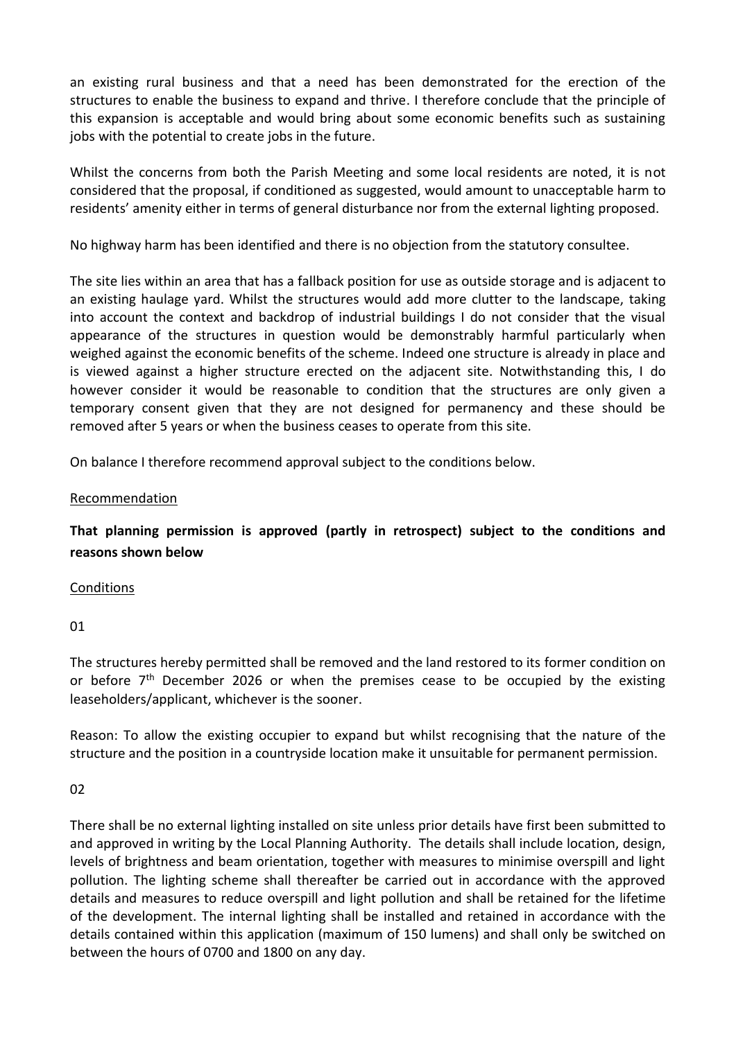an existing rural business and that a need has been demonstrated for the erection of the structures to enable the business to expand and thrive. I therefore conclude that the principle of this expansion is acceptable and would bring about some economic benefits such as sustaining jobs with the potential to create jobs in the future.

Whilst the concerns from both the Parish Meeting and some local residents are noted, it is not considered that the proposal, if conditioned as suggested, would amount to unacceptable harm to residents' amenity either in terms of general disturbance nor from the external lighting proposed.

No highway harm has been identified and there is no objection from the statutory consultee.

The site lies within an area that has a fallback position for use as outside storage and is adjacent to an existing haulage yard. Whilst the structures would add more clutter to the landscape, taking into account the context and backdrop of industrial buildings I do not consider that the visual appearance of the structures in question would be demonstrably harmful particularly when weighed against the economic benefits of the scheme. Indeed one structure is already in place and is viewed against a higher structure erected on the adjacent site. Notwithstanding this, I do however consider it would be reasonable to condition that the structures are only given a temporary consent given that they are not designed for permanency and these should be removed after 5 years or when the business ceases to operate from this site.

On balance I therefore recommend approval subject to the conditions below.

Recommendation

**That planning permission is approved (partly in retrospect) subject to the conditions and reasons shown below**

Conditions

01

The structures hereby permitted shall be removed and the land restored to its former condition on or before 7th December 2026 or when the premises cease to be occupied by the existing leaseholders/applicant, whichever is the sooner.

Reason: To allow the existing occupier to expand but whilst recognising that the nature of the structure and the position in a countryside location make it unsuitable for permanent permission.

02

There shall be no external lighting installed on site unless prior details have first been submitted to and approved in writing by the Local Planning Authority. The details shall include location, design, levels of brightness and beam orientation, together with measures to minimise overspill and light pollution. The lighting scheme shall thereafter be carried out in accordance with the approved details and measures to reduce overspill and light pollution and shall be retained for the lifetime of the development. The internal lighting shall be installed and retained in accordance with the details contained within this application (maximum of 150 lumens) and shall only be switched on between the hours of 0700 and 1800 on any day.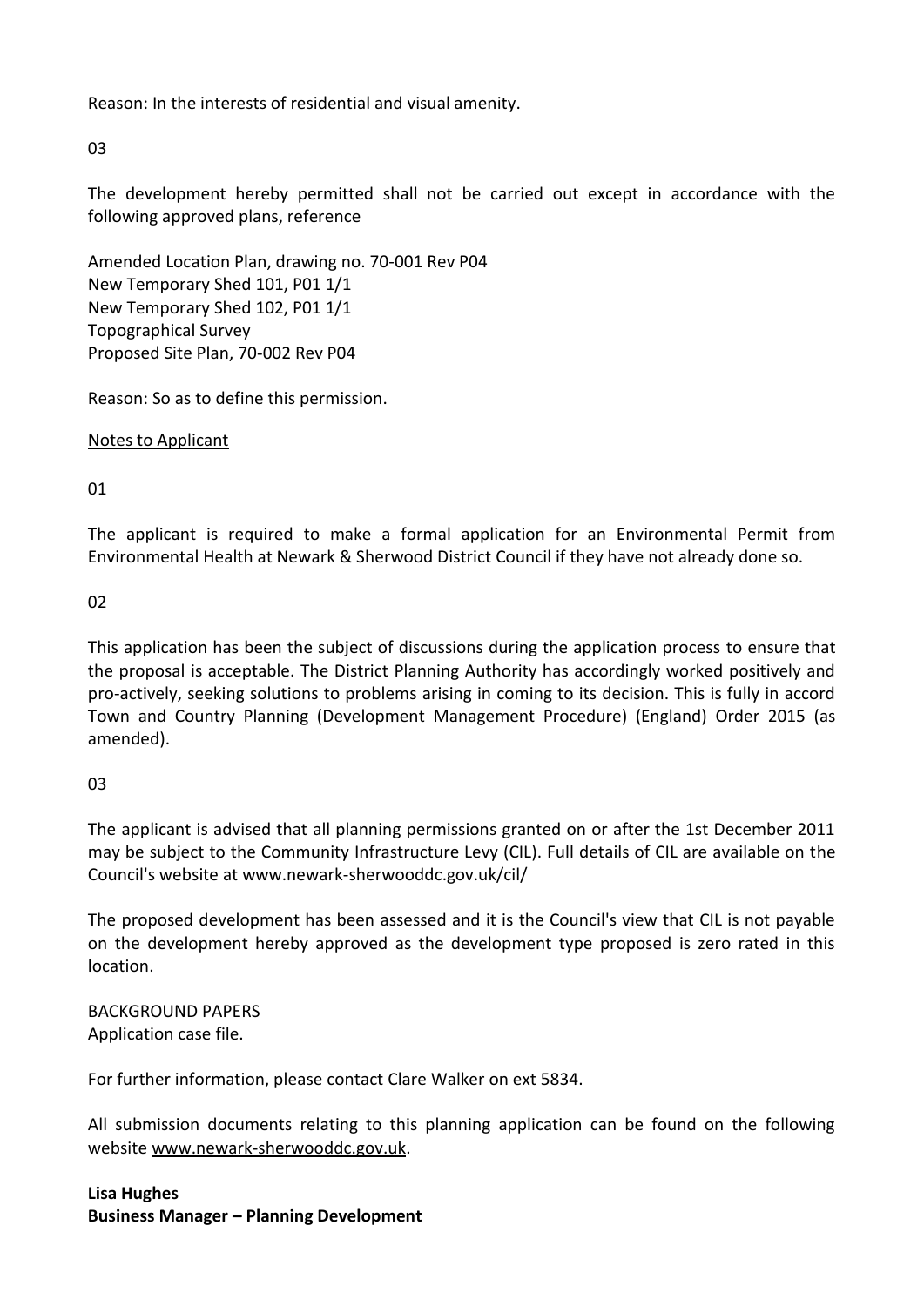Reason: In the interests of residential and visual amenity.

03

The development hereby permitted shall not be carried out except in accordance with the following approved plans, reference

Amended Location Plan, drawing no. 70-001 Rev P04
New Temporary Shed 101, P01 1/1
New Temporary Shed 102, P01 1/1
Topographical Survey
Proposed Site Plan, 70-002 Rev P04

Reason: So as to define this permission.

Notes to Applicant

01

The applicant is required to make a formal application for an Environmental Permit from Environmental Health at Newark & Sherwood District Council if they have not already done so.

02

This application has been the subject of discussions during the application process to ensure that the proposal is acceptable. The District Planning Authority has accordingly worked positively and pro-actively, seeking solutions to problems arising in coming to its decision. This is fully in accord Town and Country Planning (Development Management Procedure) (England) Order 2015 (as amended).

03

The applicant is advised that all planning permissions granted on or after the 1st December 2011 may be subject to the Community Infrastructure Levy (CIL). Full details of CIL are available on the Council's website at www.newark-sherwooddc.gov.uk/cil/

The proposed development has been assessed and it is the Council's view that CIL is not payable on the development hereby approved as the development type proposed is zero rated in this location.

BACKGROUND PAPERS
Application case file.

For further information, please contact Clare Walker on ext 5834.

All submission documents relating to this planning application can be found on the following website www.newark-sherwooddc.gov.uk.

**Lisa Hughes**
**Business Manager – Planning Development**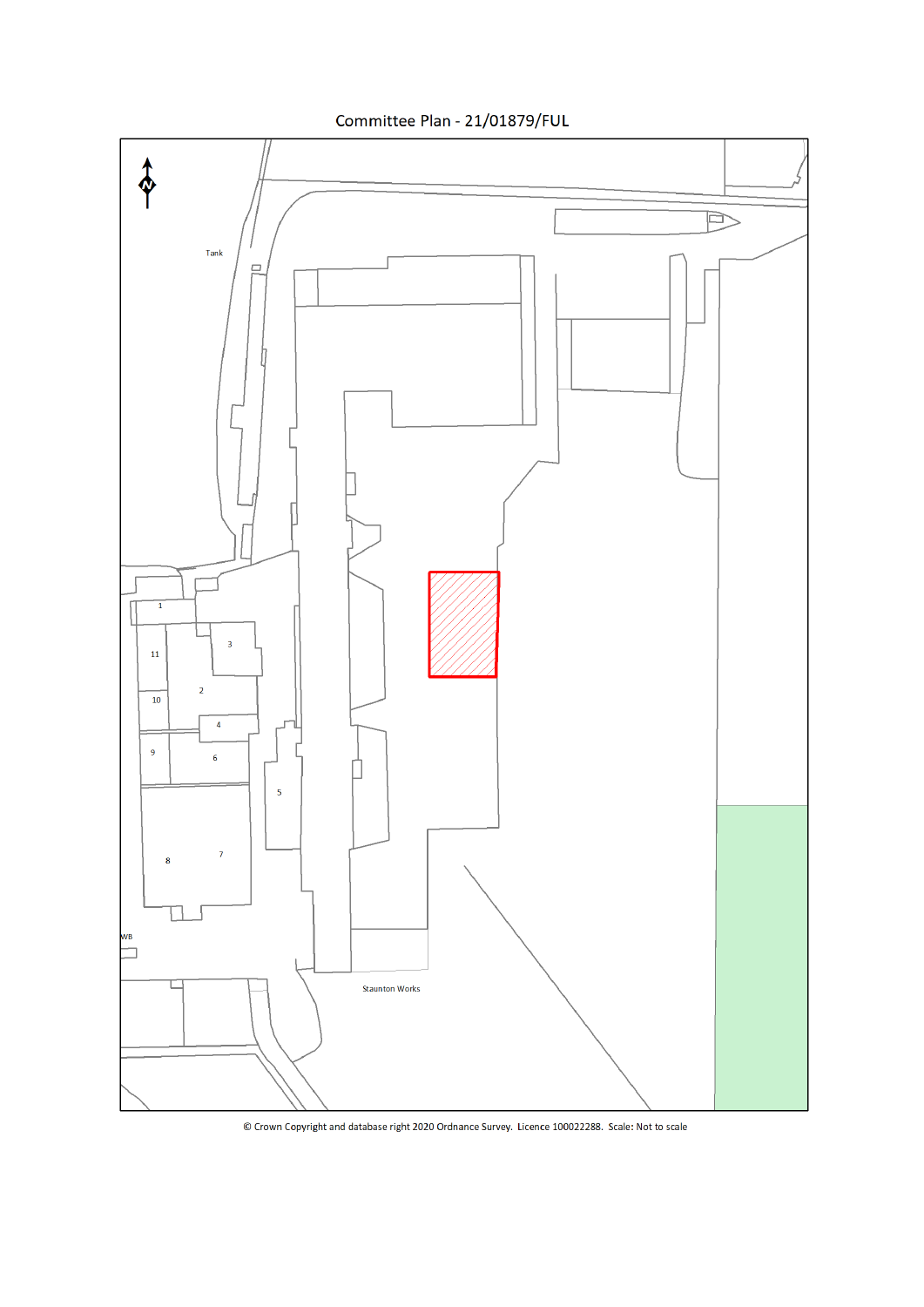# Committee Plan - 21/01879/FUL

Tank

1

11

3

2

10

4

9

6

5

8

7

WB

Staunton Works

© Crown Copyright and database right 2020 Ordnance Survey. Licence 100022288. Scale: Not to scale